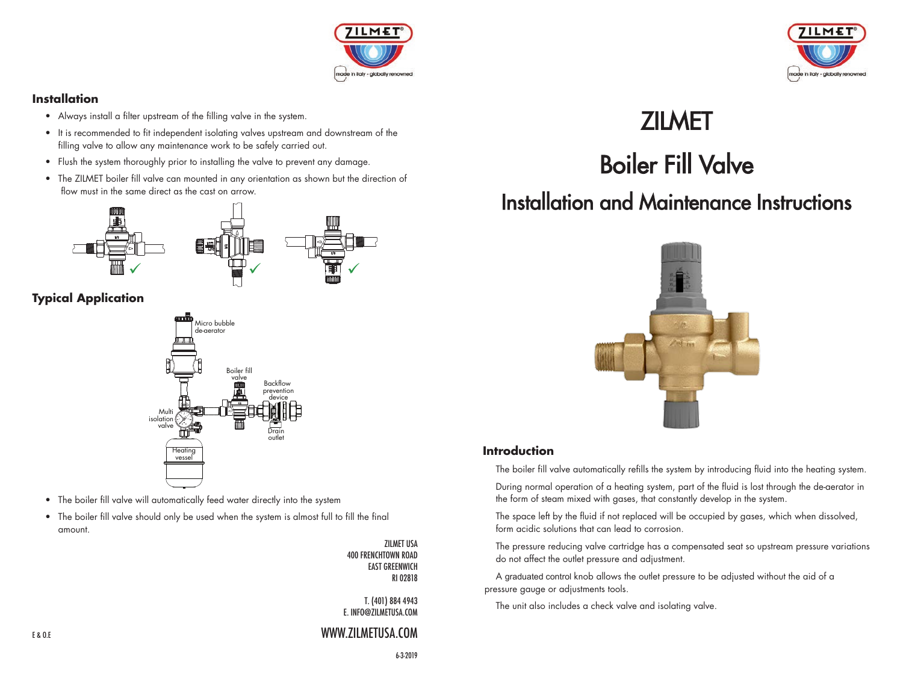# ZILMET

# Boiler Fill Valve

## Installation and Maintenance Instructions

### Introduction

The boiler fill valve automatically refills the system by introducing fluid into the heating system.

During normal operation of a heating system, part of the fluid is lost through the de-aerator in the form of steam mixed with gases, that constantly develop in the system.

The space left by the fluid if not replaced will be occupied by gases, which when dissolved, form acidic solutions that can lead to corrosion.

The pressure reducing valve cartridge has a compensated seat so upstream pressure variations do not affect the outlet pressure and adjustment.

A graduated control knob allows the outlet pressure to be adjusted without the aid of a pressure gauge or adjustments tools.

The unit also includes a check valve and isolating valve.

### Installation

- Always install a filter upstream of the filling valve in the system.
- It is recommended to fit independent isolating valves upstream and downstream of the filling valve to allow any maintenance work to be safely carried out.
- Flush the system thoroughly prior to installing the valve to prevent any damage.
- The ZILMET boiler fill valve can mounted in any orientation as shown but the direction of flow must in the same direct as the cast on arrow.

### Typical Application

Micro bubble de-aerator

Boiler fill valve

Backflow prevention device

Multi isolation valve

Drain outlet

Heating vessel

- The boiler fill valve will automatically feed water directly into the system
- The boiler fill valve should only be used when the system is almost full to fill the final amount.

ZILMET USA
400 FRENCHTOWN ROAD
EAST GREENWICH
RI 02818

T. (401) 884 4943
E. INFO@ZILMETUSA.COM

WWW.ZILMETUSA.COM

E & O.E

6-3-2019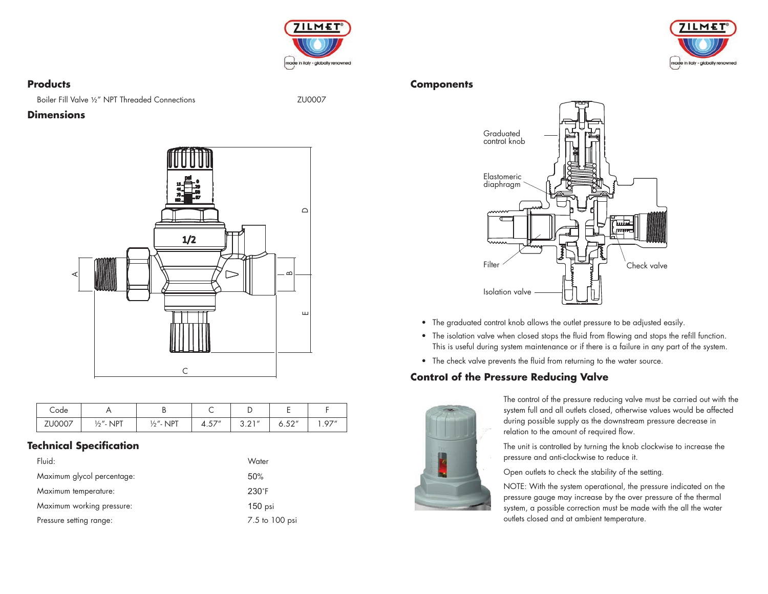## Products

Boiler Fill Valve ½" NPT Threaded Connections ZU0007

## Dimensions

A

B

C

D

E

1/2

| Code | A | B | C | D | E | F |
|---|---|---|---|---|---|---|
| ZU0007 | ½"- NPT | ½"- NPT | 4.57" | 3.21" | 6.52" | 1.97" |

## Technical Specification

| | |
|---|---|
| Fluid: | Water |
| Maximum glycol percentage: | 50% |
| Maximum temperature: | 230°F |
| Maximum working pressure: | 150 psi |
| Pressure setting range: | 7.5 to 100 psi |

## Components

Graduated control knob

Elastomeric diaphragm

Filter

Isolation valve

Check valve

- The graduated control knob allows the outlet pressure to be adjusted easily.
- The isolation valve when closed stops the fluid from flowing and stops the refill function. This is useful during system maintenance or if there is a failure in any part of the system.
- The check valve prevents the fluid from returning to the water source.

## Control of the Pressure Reducing Valve

The control of the pressure reducing valve must be carried out with the system full and all outlets closed, otherwise values would be affected during possible supply as the downstream pressure decrease in relation to the amount of required flow.

The unit is controlled by turning the knob clockwise to increase the pressure and anti-clockwise to reduce it.

Open outlets to check the stability of the setting.

NOTE: With the system operational, the pressure indicated on the pressure gauge may increase by the over pressure of the thermal system, a possible correction must be made with the all the water outlets closed and at ambient temperature.